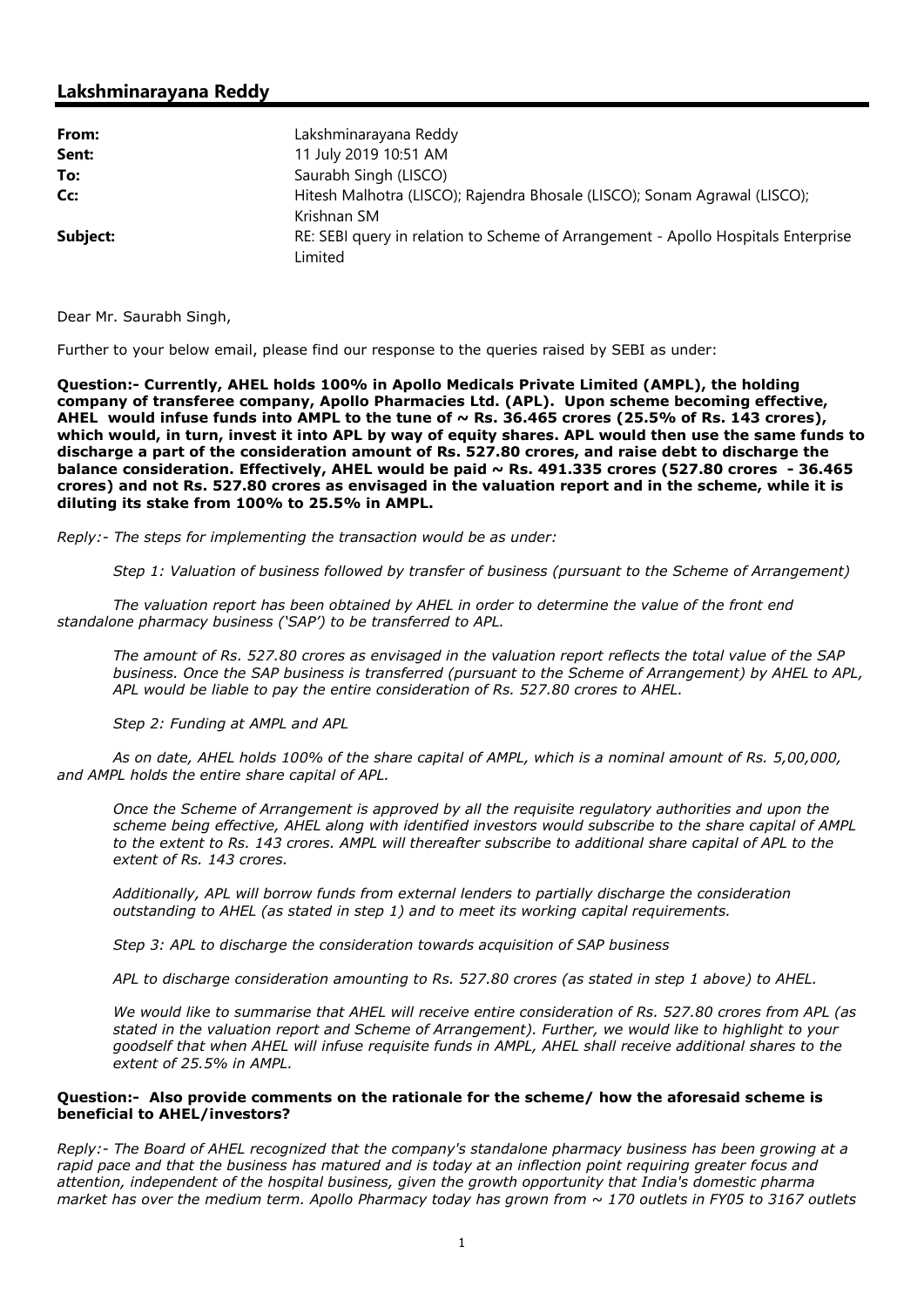## Lakshminarayana Reddy

**From:** Lakshminarayana Reddy
**Sent:** 11 July 2019 10:51 AM
**To:** Saurabh Singh (LISCO)
**Cc:** Hitesh Malhotra (LISCO); Rajendra Bhosale (LISCO); Sonam Agrawal (LISCO); Krishnan SM
**Subject:** RE: SEBI query in relation to Scheme of Arrangement - Apollo Hospitals Enterprise Limited

Dear Mr. Saurabh Singh,

Further to your below email, please find our response to the queries raised by SEBI as under:

**Question:- Currently, AHEL holds 100% in Apollo Medicals Private Limited (AMPL), the holding company of transferee company, Apollo Pharmacies Ltd. (APL). Upon scheme becoming effective, AHEL would infuse funds into AMPL to the tune of ~ Rs. 36.465 crores (25.5% of Rs. 143 crores), which would, in turn, invest it into APL by way of equity shares. APL would then use the same funds to discharge a part of the consideration amount of Rs. 527.80 crores, and raise debt to discharge the balance consideration. Effectively, AHEL would be paid ~ Rs. 491.335 crores (527.80 crores - 36.465 crores) and not Rs. 527.80 crores as envisaged in the valuation report and in the scheme, while it is diluting its stake from 100% to 25.5% in AMPL.**

*Reply:- The steps for implementing the transaction would be as under:*

*Step 1: Valuation of business followed by transfer of business (pursuant to the Scheme of Arrangement)*

*The valuation report has been obtained by AHEL in order to determine the value of the front end standalone pharmacy business ('SAP') to be transferred to APL.*

*The amount of Rs. 527.80 crores as envisaged in the valuation report reflects the total value of the SAP business. Once the SAP business is transferred (pursuant to the Scheme of Arrangement) by AHEL to APL, APL would be liable to pay the entire consideration of Rs. 527.80 crores to AHEL.*

*Step 2: Funding at AMPL and APL*

*As on date, AHEL holds 100% of the share capital of AMPL, which is a nominal amount of Rs. 5,00,000, and AMPL holds the entire share capital of APL.*

*Once the Scheme of Arrangement is approved by all the requisite regulatory authorities and upon the scheme being effective, AHEL along with identified investors would subscribe to the share capital of AMPL to the extent to Rs. 143 crores. AMPL will thereafter subscribe to additional share capital of APL to the extent of Rs. 143 crores.*

*Additionally, APL will borrow funds from external lenders to partially discharge the consideration outstanding to AHEL (as stated in step 1) and to meet its working capital requirements.*

*Step 3: APL to discharge the consideration towards acquisition of SAP business*

*APL to discharge consideration amounting to Rs. 527.80 crores (as stated in step 1 above) to AHEL.*

*We would like to summarise that AHEL will receive entire consideration of Rs. 527.80 crores from APL (as stated in the valuation report and Scheme of Arrangement). Further, we would like to highlight to your goodself that when AHEL will infuse requisite funds in AMPL, AHEL shall receive additional shares to the extent of 25.5% in AMPL.*

**Question:- Also provide comments on the rationale for the scheme/ how the aforesaid scheme is beneficial to AHEL/investors?**

*Reply:- The Board of AHEL recognized that the company's standalone pharmacy business has been growing at a rapid pace and that the business has matured and is today at an inflection point requiring greater focus and attention, independent of the hospital business, given the growth opportunity that India's domestic pharma market has over the medium term. Apollo Pharmacy today has grown from ~ 170 outlets in FY05 to 3167 outlets*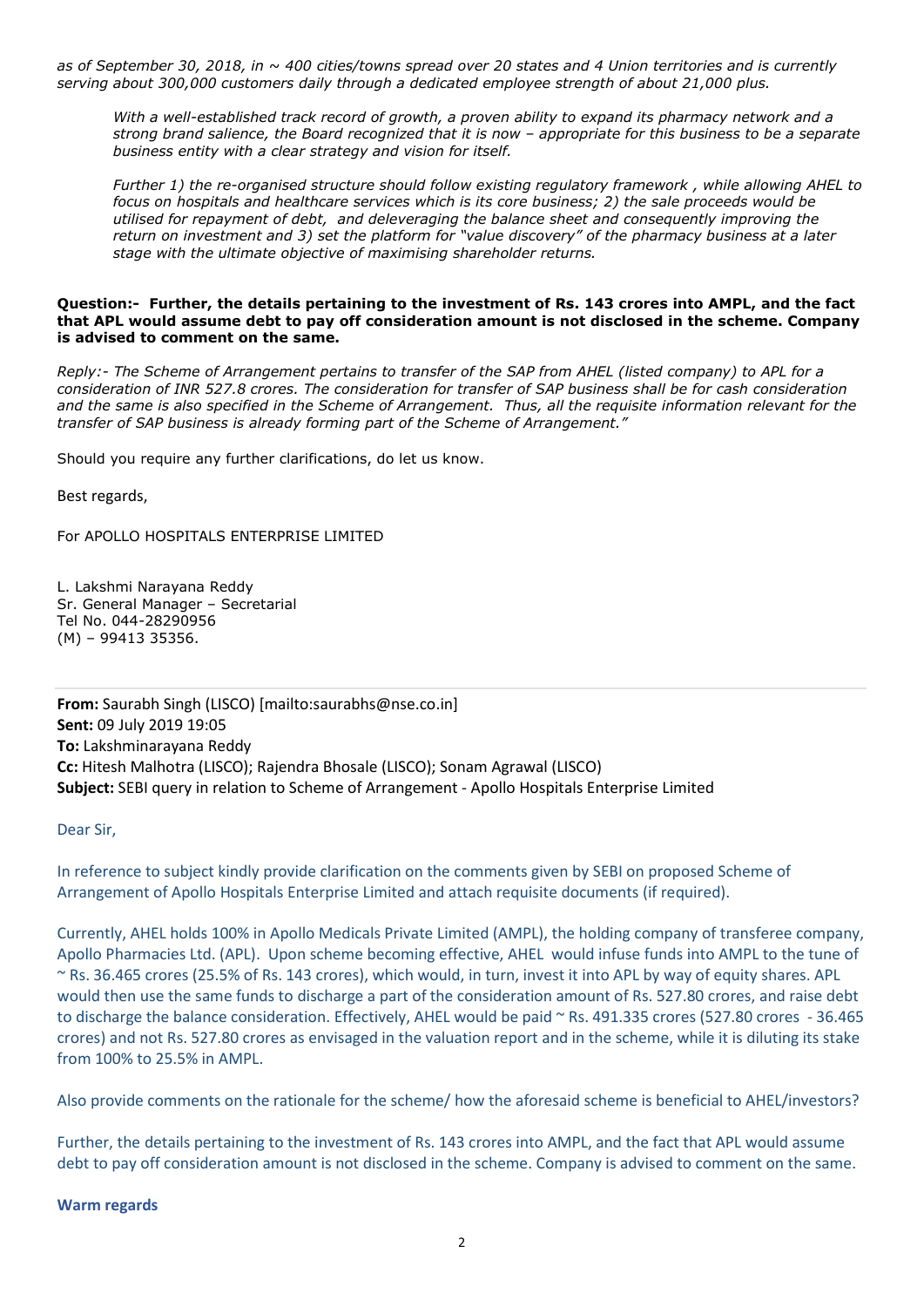*as of September 30, 2018, in ~ 400 cities/towns spread over 20 states and 4 Union territories and is currently serving about 300,000 customers daily through a dedicated employee strength of about 21,000 plus.*

*With a well-established track record of growth, a proven ability to expand its pharmacy network and a strong brand salience, the Board recognized that it is now – appropriate for this business to be a separate business entity with a clear strategy and vision for itself.*

*Further 1) the re-organised structure should follow existing regulatory framework , while allowing AHEL to focus on hospitals and healthcare services which is its core business; 2) the sale proceeds would be utilised for repayment of debt, and deleveraging the balance sheet and consequently improving the return on investment and 3) set the platform for "value discovery" of the pharmacy business at a later stage with the ultimate objective of maximising shareholder returns.*

**Question:- Further, the details pertaining to the investment of Rs. 143 crores into AMPL, and the fact that APL would assume debt to pay off consideration amount is not disclosed in the scheme. Company is advised to comment on the same.**

*Reply:- The Scheme of Arrangement pertains to transfer of the SAP from AHEL (listed company) to APL for a consideration of INR 527.8 crores. The consideration for transfer of SAP business shall be for cash consideration and the same is also specified in the Scheme of Arrangement. Thus, all the requisite information relevant for the transfer of SAP business is already forming part of the Scheme of Arrangement."*

Should you require any further clarifications, do let us know.

Best regards,

For APOLLO HOSPITALS ENTERPRISE LIMITED

L. Lakshmi Narayana Reddy
Sr. General Manager – Secretarial
Tel No. 044-28290956
(M) – 99413 35356.

---

**From:** Saurabh Singh (LISCO) [mailto:saurabhs@nse.co.in]
**Sent:** 09 July 2019 19:05
**To:** Lakshminarayana Reddy
**Cc:** Hitesh Malhotra (LISCO); Rajendra Bhosale (LISCO); Sonam Agrawal (LISCO)
**Subject:** SEBI query in relation to Scheme of Arrangement - Apollo Hospitals Enterprise Limited

Dear Sir,

In reference to subject kindly provide clarification on the comments given by SEBI on proposed Scheme of Arrangement of Apollo Hospitals Enterprise Limited and attach requisite documents (if required).

Currently, AHEL holds 100% in Apollo Medicals Private Limited (AMPL), the holding company of transferee company, Apollo Pharmacies Ltd. (APL). Upon scheme becoming effective, AHEL would infuse funds into AMPL to the tune of ~ Rs. 36.465 crores (25.5% of Rs. 143 crores), which would, in turn, invest it into APL by way of equity shares. APL would then use the same funds to discharge a part of the consideration amount of Rs. 527.80 crores, and raise debt to discharge the balance consideration. Effectively, AHEL would be paid ~ Rs. 491.335 crores (527.80 crores - 36.465 crores) and not Rs. 527.80 crores as envisaged in the valuation report and in the scheme, while it is diluting its stake from 100% to 25.5% in AMPL.

Also provide comments on the rationale for the scheme/ how the aforesaid scheme is beneficial to AHEL/investors?

Further, the details pertaining to the investment of Rs. 143 crores into AMPL, and the fact that APL would assume debt to pay off consideration amount is not disclosed in the scheme. Company is advised to comment on the same.

**Warm regards**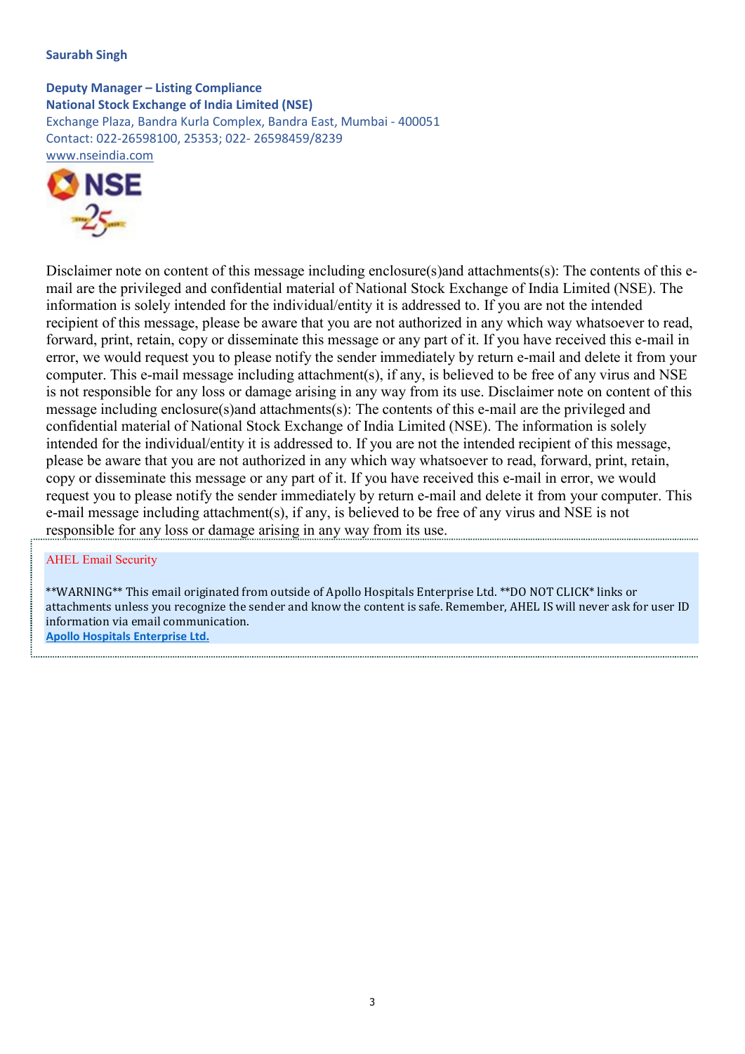**Saurabh Singh**

**Deputy Manager – Listing Compliance**
**National Stock Exchange of India Limited (NSE)**
Exchange Plaza, Bandra Kurla Complex, Bandra East, Mumbai - 400051
Contact: 022-26598100, 25353; 022- 26598459/8239
www.nseindia.com

Disclaimer note on content of this message including enclosure(s)and attachments(s): The contents of this e-mail are the privileged and confidential material of National Stock Exchange of India Limited (NSE). The information is solely intended for the individual/entity it is addressed to. If you are not the intended recipient of this message, please be aware that you are not authorized in any which way whatsoever to read, forward, print, retain, copy or disseminate this message or any part of it. If you have received this e-mail in error, we would request you to please notify the sender immediately by return e-mail and delete it from your computer. This e-mail message including attachment(s), if any, is believed to be free of any virus and NSE is not responsible for any loss or damage arising in any way from its use. Disclaimer note on content of this message including enclosure(s)and attachments(s): The contents of this e-mail are the privileged and confidential material of National Stock Exchange of India Limited (NSE). The information is solely intended for the individual/entity it is addressed to. If you are not the intended recipient of this message, please be aware that you are not authorized in any which way whatsoever to read, forward, print, retain, copy or disseminate this message or any part of it. If you have received this e-mail in error, we would request you to please notify the sender immediately by return e-mail and delete it from your computer. This e-mail message including attachment(s), if any, is believed to be free of any virus and NSE is not responsible for any loss or damage arising in any way from its use.

AHEL Email Security

**WARNING** This email originated from outside of Apollo Hospitals Enterprise Ltd. **DO NOT CLICK* links or attachments unless you recognize the sender and know the content is safe. Remember, AHEL IS will never ask for user ID information via email communication.
**Apollo Hospitals Enterprise Ltd.**